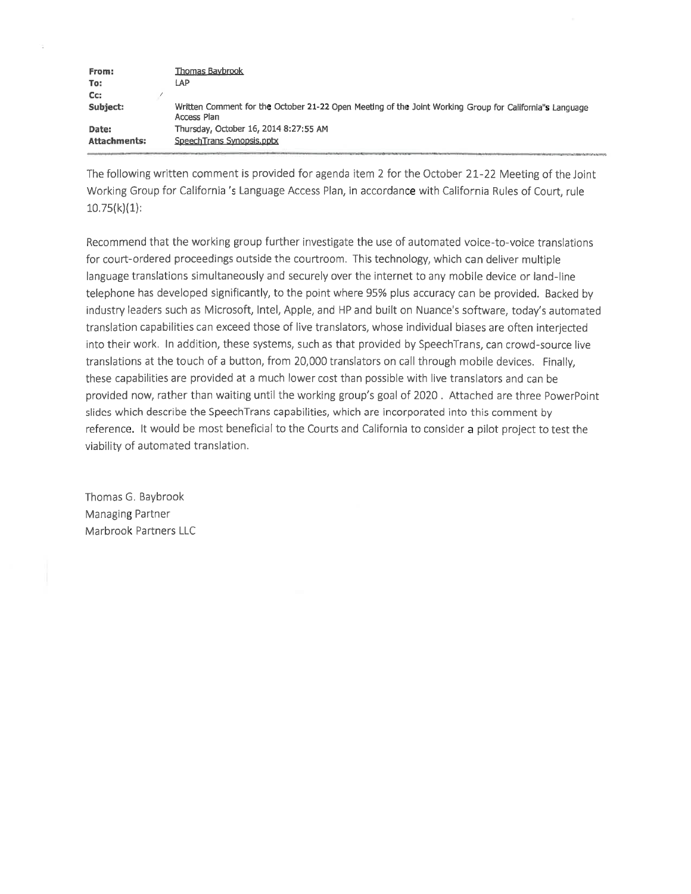| | |
|---|---|
| **From:** | Thomas Baybrook |
| **To:** | LAP |
| **Cc:** | |
| **Subject:** | Written Comment for the October 21-22 Open Meeting of the Joint Working Group for California"s Language Access Plan |
| **Date:** | Thursday, October 16, 2014 8:27:55 AM |
| **Attachments:** | SpeechTrans Synopsis.pptx |

The following written comment is provided for agenda item 2 for the October 21-22 Meeting of the Joint Working Group for California 's Language Access Plan, in accordance with California Rules of Court, rule 10.75(k)(1):

Recommend that the working group further investigate the use of automated voice-to-voice translations for court-ordered proceedings outside the courtroom. This technology, which can deliver multiple language translations simultaneously and securely over the internet to any mobile device or land-line telephone has developed significantly, to the point where 95% plus accuracy can be provided. Backed by industry leaders such as Microsoft, Intel, Apple, and HP and built on Nuance's software, today's automated translation capabilities can exceed those of live translators, whose individual biases are often interjected into their work. In addition, these systems, such as that provided by SpeechTrans, can crowd-source live translations at the touch of a button, from 20,000 translators on call through mobile devices. Finally, these capabilities are provided at a much lower cost than possible with live translators and can be provided now, rather than waiting until the working group's goal of 2020 . Attached are three PowerPoint slides which describe the SpeechTrans capabilities, which are incorporated into this comment by reference. It would be most beneficial to the Courts and California to consider a pilot project to test the viability of automated translation.

Thomas G. Baybrook
Managing Partner
Marbrook Partners LLC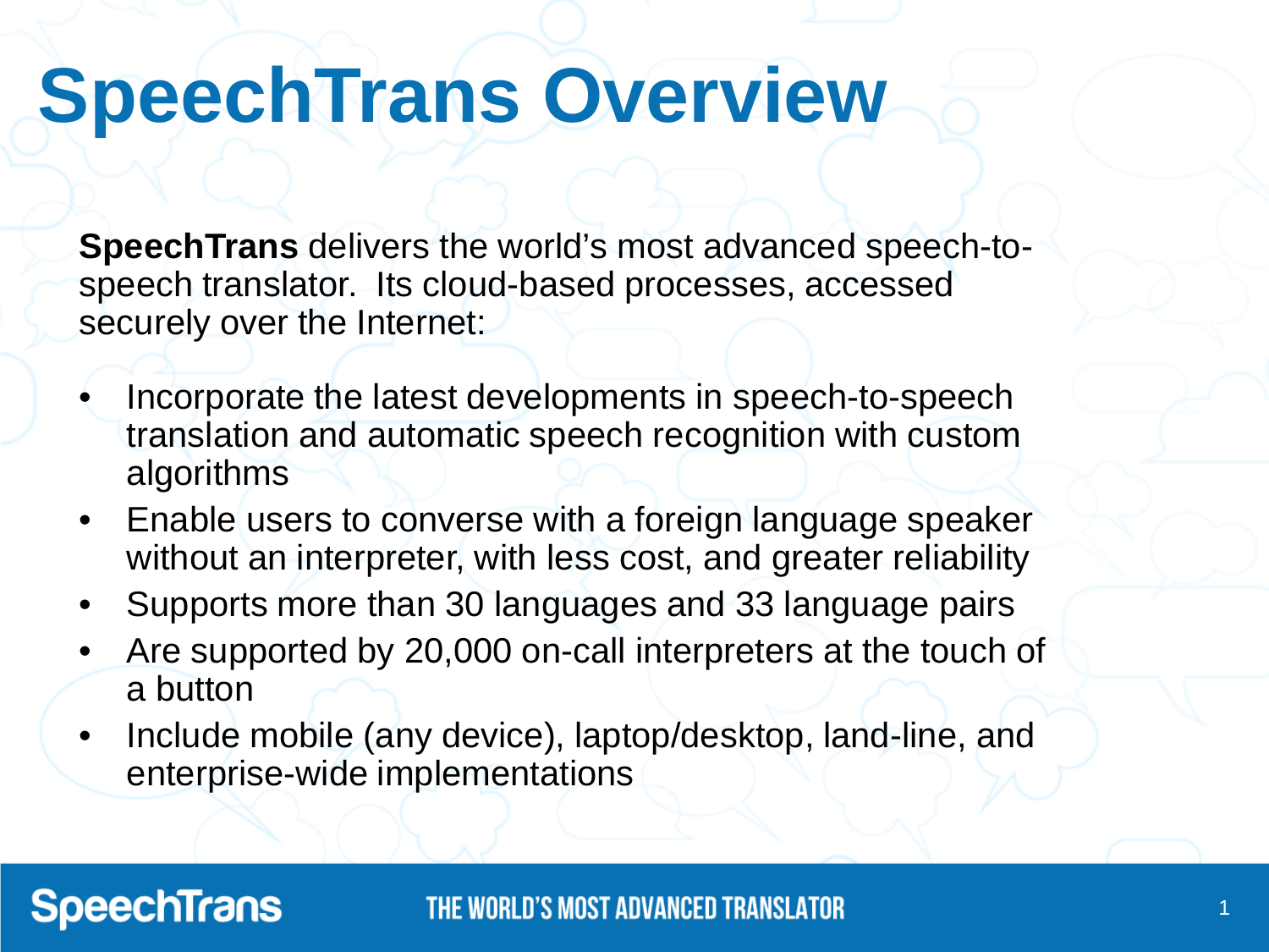# SpeechTrans Overview

**SpeechTrans** delivers the world's most advanced speech-to-speech translator. Its cloud-based processes, accessed securely over the Internet:

- Incorporate the latest developments in speech-to-speech translation and automatic speech recognition with custom algorithms
- Enable users to converse with a foreign language speaker without an interpreter, with less cost, and greater reliability
- Supports more than 30 languages and 33 language pairs
- Are supported by 20,000 on-call interpreters at the touch of a button
- Include mobile (any device), laptop/desktop, land-line, and enterprise-wide implementations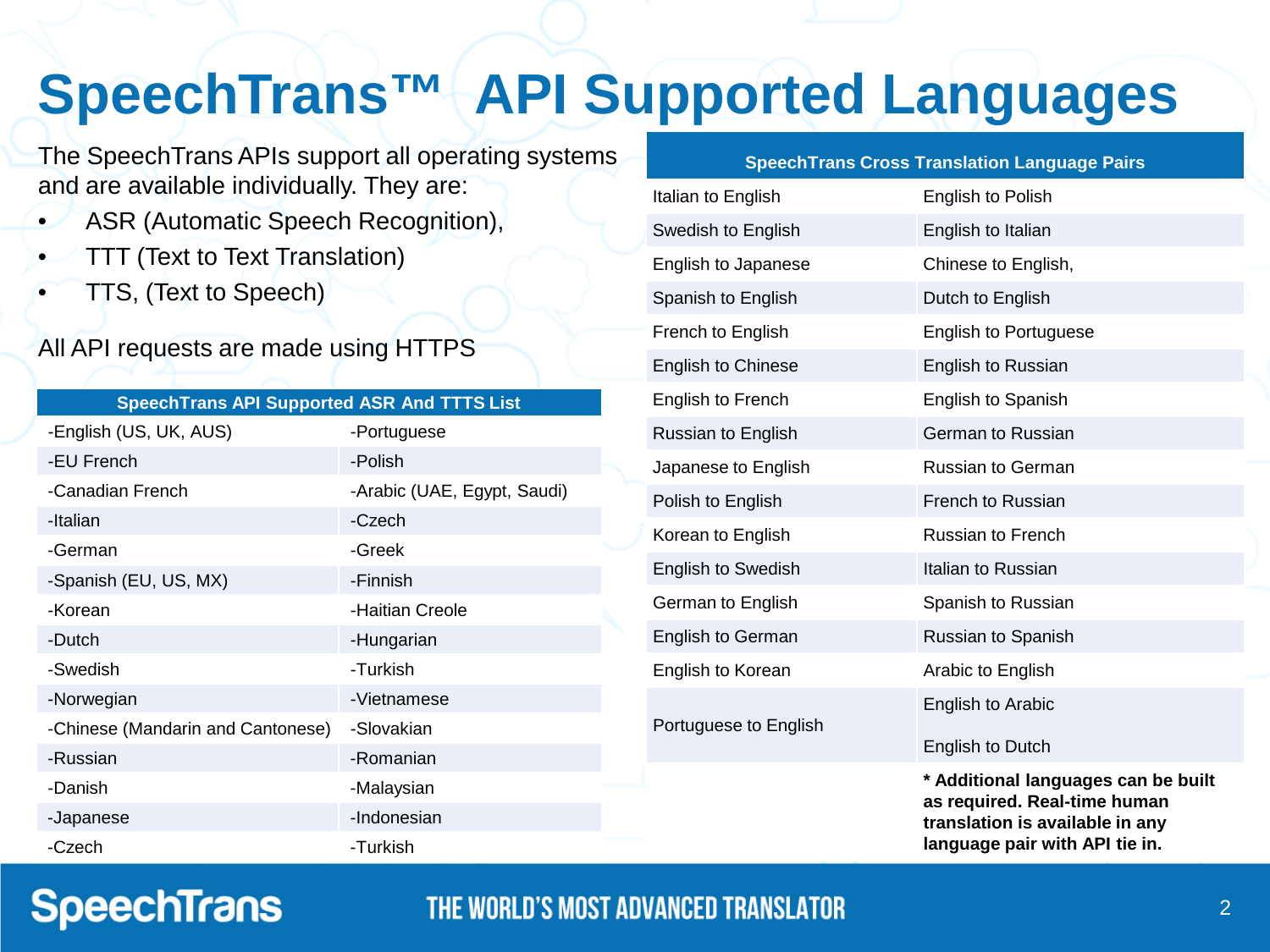# SpeechTrans™ API Supported Languages

The SpeechTrans APIs support all operating systems and are available individually. They are:

- ASR (Automatic Speech Recognition),
- TTT (Text to Text Translation)
- TTS, (Text to Speech)

All API requests are made using HTTPS

| SpeechTrans API Supported ASR And TTTS List | |
|---|---|
| -English (US, UK, AUS) | -Portuguese |
| -EU French | -Polish |
| -Canadian French | -Arabic (UAE, Egypt, Saudi) |
| -Italian | -Czech |
| -German | -Greek |
| -Spanish (EU, US, MX) | -Finnish |
| -Korean | -Haitian Creole |
| -Dutch | -Hungarian |
| -Swedish | -Turkish |
| -Norwegian | -Vietnamese |
| -Chinese (Mandarin and Cantonese) | -Slovakian |
| -Russian | -Romanian |
| -Danish | -Malaysian |
| -Japanese | -Indonesian |
| -Czech | -Turkish |

| SpeechTrans Cross Translation Language Pairs | |
|---|---|
| Italian to English | English to Polish |
| Swedish to English | English to Italian |
| English to Japanese | Chinese to English, |
| Spanish to English | Dutch to English |
| French to English | English to Portuguese |
| English to Chinese | English to Russian |
| English to French | English to Spanish |
| Russian to English | German to Russian |
| Japanese to English | Russian to German |
| Polish to English | French to Russian |
| Korean to English | Russian to French |
| English to Swedish | Italian to Russian |
| German to English | Spanish to Russian |
| English to German | Russian to Spanish |
| English to Korean | Arabic to English |
| Portuguese to English | English to Arabic |
| | English to Dutch |

**\* Additional languages can be built as required. Real-time human translation is available in any language pair with API tie in.**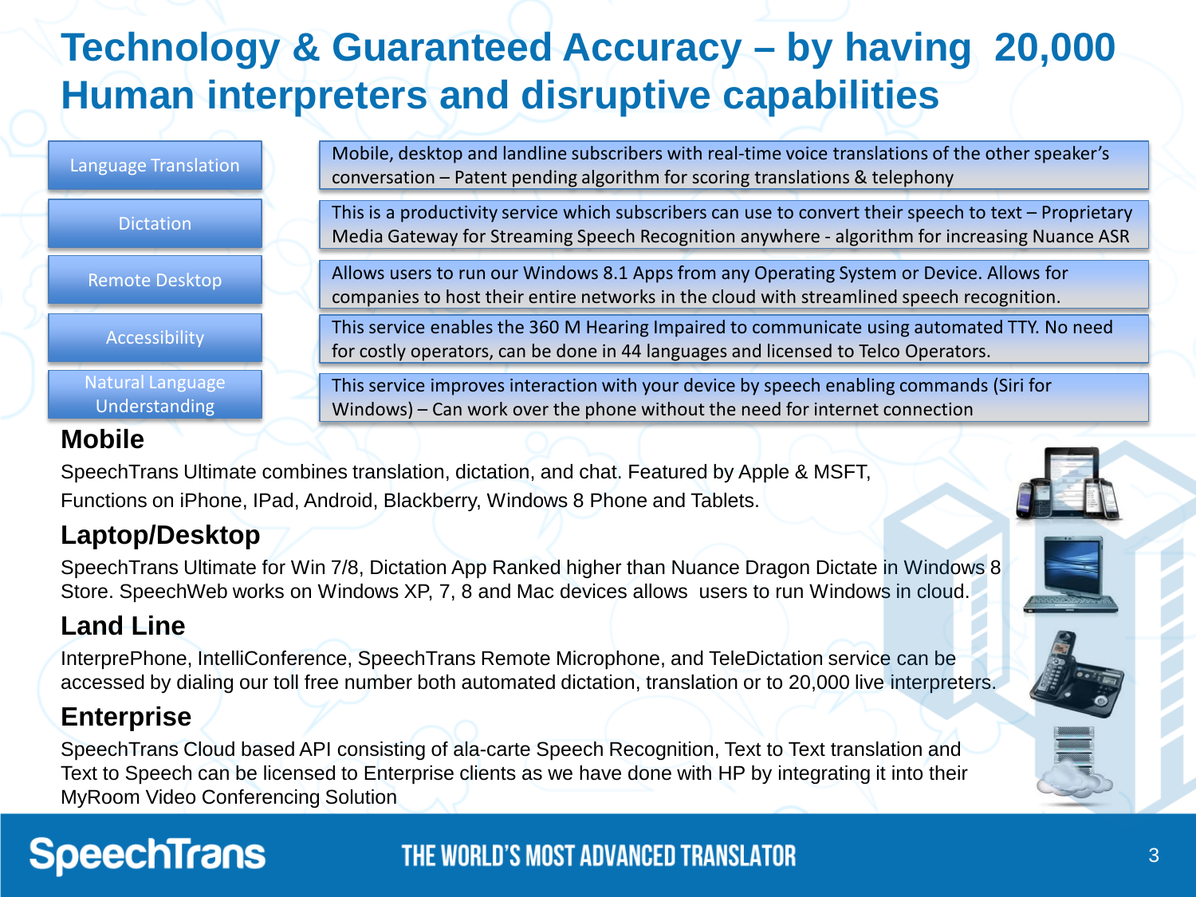# Technology & Guaranteed Accuracy – by having 20,000 Human interpreters and disruptive capabilities

| Service | Description |
| --- | --- |
| Language Translation | Mobile, desktop and landline subscribers with real-time voice translations of the other speaker's conversation – Patent pending algorithm for scoring translations & telephony |
| Dictation | This is a productivity service which subscribers can use to convert their speech to text – Proprietary Media Gateway for Streaming Speech Recognition anywhere - algorithm for increasing Nuance ASR |
| Remote Desktop | Allows users to run our Windows 8.1 Apps from any Operating System or Device. Allows for companies to host their entire networks in the cloud with streamlined speech recognition. |
| Accessibility | This service enables the 360 M Hearing Impaired to communicate using automated TTY. No need for costly operators, can be done in 44 languages and licensed to Telco Operators. |
| Natural Language Understanding | This service improves interaction with your device by speech enabling commands (Siri for Windows) – Can work over the phone without the need for internet connection |

## Mobile

SpeechTrans Ultimate combines translation, dictation, and chat. Featured by Apple & MSFT, Functions on iPhone, IPad, Android, Blackberry, Windows 8 Phone and Tablets.

## Laptop/Desktop

SpeechTrans Ultimate for Win 7/8, Dictation App Ranked higher than Nuance Dragon Dictate in Windows 8 Store. SpeechWeb works on Windows XP, 7, 8 and Mac devices allows users to run Windows in cloud.

## Land Line

InterprePhone, IntelliConference, SpeechTrans Remote Microphone, and TeleDictation service can be accessed by dialing our toll free number both automated dictation, translation or to 20,000 live interpreters.

## Enterprise

SpeechTrans Cloud based API consisting of ala-carte Speech Recognition, Text to Text translation and Text to Speech can be licensed to Enterprise clients as we have done with HP by integrating it into their MyRoom Video Conferencing Solution

SpeechTrans

THE WORLD'S MOST ADVANCED TRANSLATOR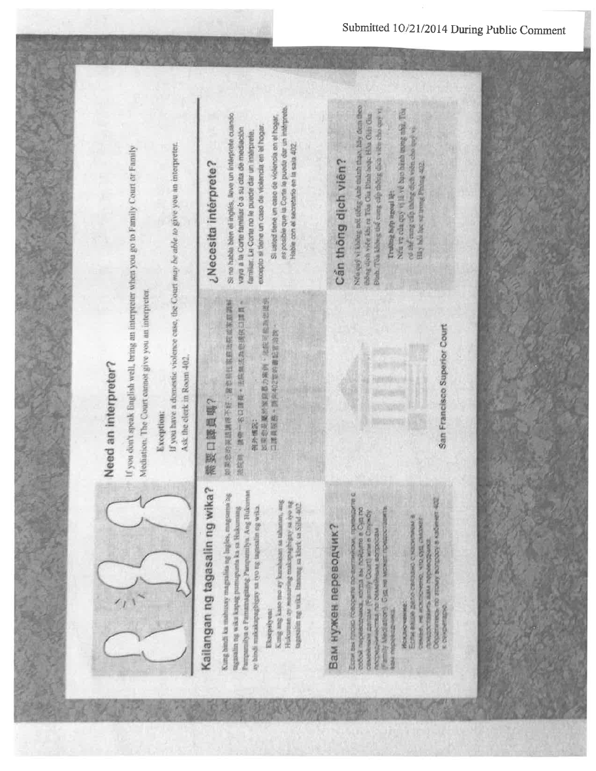## Need an interpreter?

If you don't speak English well, bring an interpreter when you go to Family Court or Family Mediation. The Court cannot give you an interpreter.

Exception:

If you have a domestic violence case, the Court *may be able to* give you an interpreter. Ask the clerk in Room 402.

## Kailangan ng tagasalin ng wika?

Kung hindi ka mahusay magsalita ng Ingles, magsama ng tagasalin ng wika kapag pumupunta ka sa Hukumang Pampamilya o Pamamagitang Pampamilya. Ang Hukuman ay hindi makakapagbigay sa iyo ng tagasalin ng wika.

Eksepsiyon:

Kung ang kaso mo ay karahasan sa tahanan, ang Hukuman ay maaaring makapagbigay sa iyo ng tagasalin ng wika. Itanong sa klerk sa Silid 402.

## 需要口譯員嗎?

如果您的英語講得不好，當您前往家庭法庭或家庭調解服務時，請帶一名口譯員。法院無法為您提供口譯員。

例外情況：

如果您是屬於家庭暴力案例，法院可能為您提供口譯員服務。請向402室的書記官洽詢。

## ¿Necesita intérprete?

Si no habla bien el inglés, lleve un intérprete cuando vaya a la Corte familiar o a su cita de mediación familiar. La Corte no le puede dar un intérprete, excepto si tiene un caso de violencia en el hogar.

Si usted tiene un caso de violencia en el hogar, es posible que la Corte le pueda dar un intérprete. Hable con el secretario en la sala 402.

## Вам нужен переводчик?

Если вы плохо говорите по-английски, приводите с собой переводчика, когда вы пойдете в Суд по семейным делам (Family Court) или в Службу посредничества по семейным вопросам (Family Mediation). Суд не может предоставить вам переводчика.

Исключение:

Если ваше дело связано с насилием в семье, не исключено, что суд сможет предоставить вам переводчика. Обратитесь по этому вопросу в кабинет 402 к секретарю.

## Cần thông dịch viên?

Nếu quý vị không nói tiếng Anh thành thạo, hãy đem theo thông dịch viên khi ra Tòa Gia Đình hoặc Hòa Giải Gia Đình. Tòa không thể cung cấp thông dịch viên cho quý vị.

Trường hợp ngoại lệ:

Nếu vụ của quý vị là về bạo hành trong nhà, Tòa có thể cung cấp thông dịch viên cho quý vị. Hãy hỏi lục sự trong Phòng 402.

San Francisco Superior Court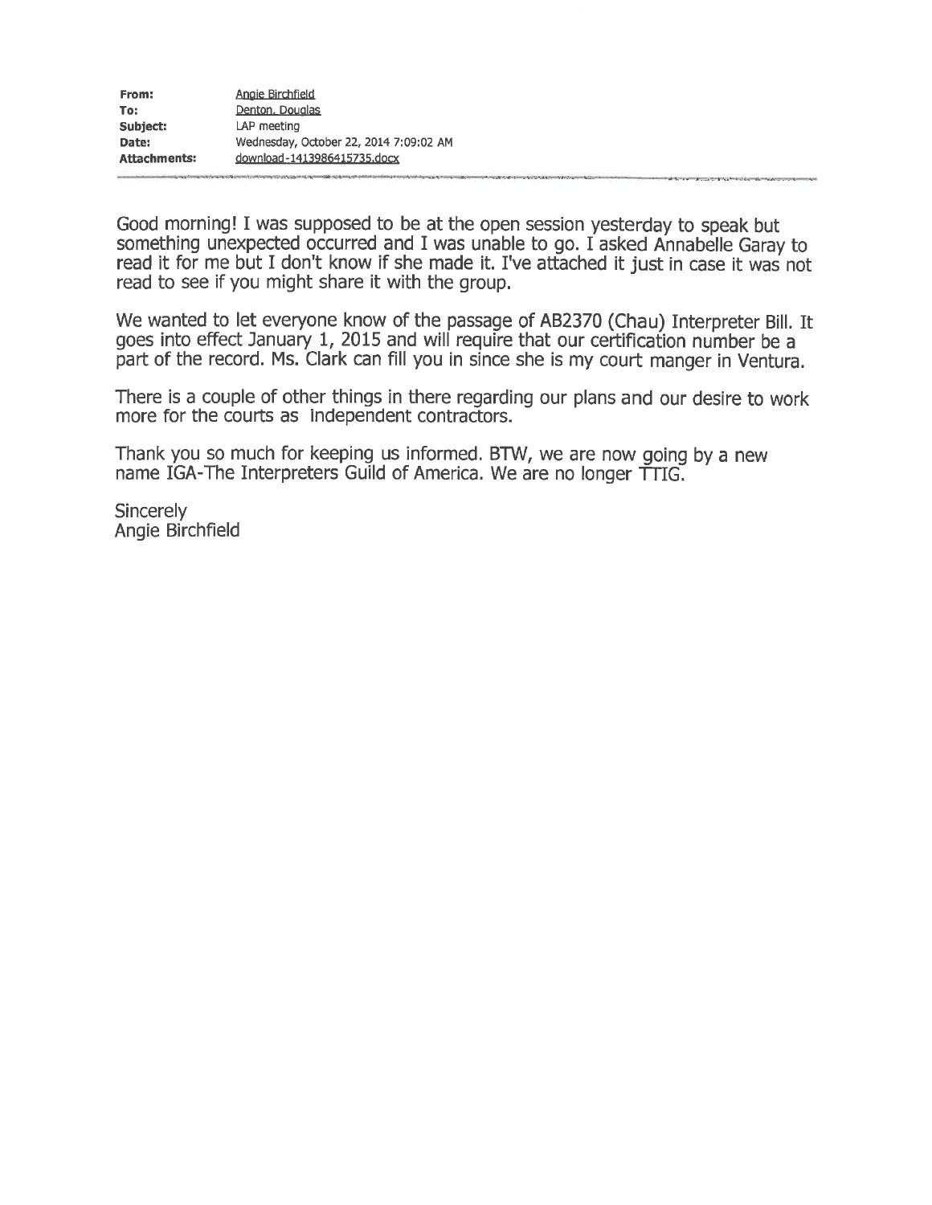| | |
|---|---|
| **From:** | Angie Birchfield |
| **To:** | Denton, Douglas |
| **Subject:** | LAP meeting |
| **Date:** | Wednesday, October 22, 2014 7:09:02 AM |
| **Attachments:** | download-1413986415735.docx |

Good morning! I was supposed to be at the open session yesterday to speak but something unexpected occurred and I was unable to go. I asked Annabelle Garay to read it for me but I don't know if she made it. I've attached it just in case it was not read to see if you might share it with the group.

We wanted to let everyone know of the passage of AB2370 (Chau) Interpreter Bill. It goes into effect January 1, 2015 and will require that our certification number be a part of the record. Ms. Clark can fill you in since she is my court manger in Ventura.

There is a couple of other things in there regarding our plans and our desire to work more for the courts as independent contractors.

Thank you so much for keeping us informed. BTW, we are now going by a new name IGA-The Interpreters Guild of America. We are no longer TTIG.

Sincerely
Angie Birchfield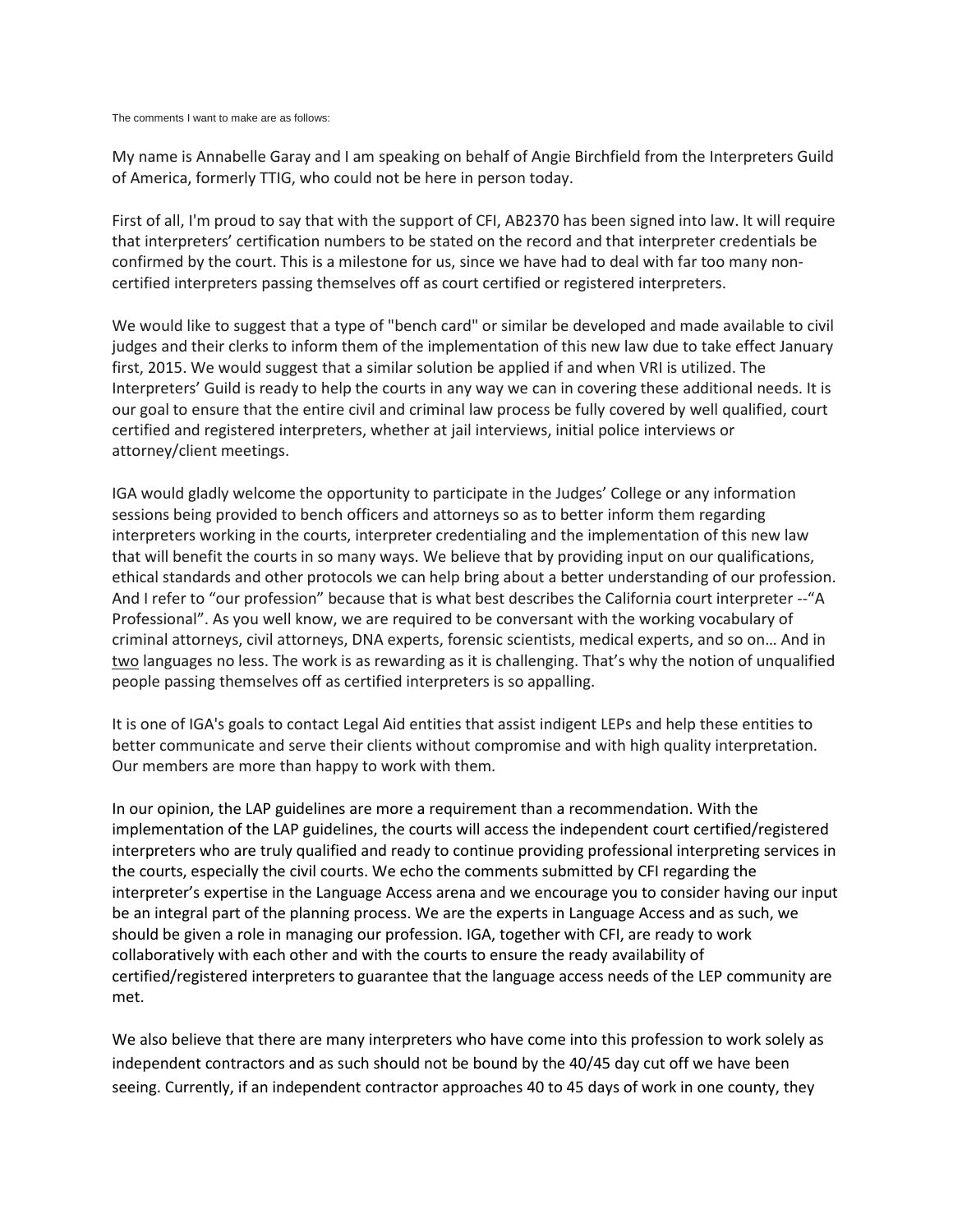The comments I want to make are as follows:

My name is Annabelle Garay and I am speaking on behalf of Angie Birchfield from the Interpreters Guild of America, formerly TTIG, who could not be here in person today.

First of all, I'm proud to say that with the support of CFI, AB2370 has been signed into law. It will require that interpreters' certification numbers to be stated on the record and that interpreter credentials be confirmed by the court. This is a milestone for us, since we have had to deal with far too many non-certified interpreters passing themselves off as court certified or registered interpreters.

We would like to suggest that a type of "bench card" or similar be developed and made available to civil judges and their clerks to inform them of the implementation of this new law due to take effect January first, 2015. We would suggest that a similar solution be applied if and when VRI is utilized. The Interpreters' Guild is ready to help the courts in any way we can in covering these additional needs. It is our goal to ensure that the entire civil and criminal law process be fully covered by well qualified, court certified and registered interpreters, whether at jail interviews, initial police interviews or attorney/client meetings.

IGA would gladly welcome the opportunity to participate in the Judges' College or any information sessions being provided to bench officers and attorneys so as to better inform them regarding interpreters working in the courts, interpreter credentialing and the implementation of this new law that will benefit the courts in so many ways. We believe that by providing input on our qualifications, ethical standards and other protocols we can help bring about a better understanding of our profession. And I refer to "our profession" because that is what best describes the California court interpreter --"A Professional". As you well know, we are required to be conversant with the working vocabulary of criminal attorneys, civil attorneys, DNA experts, forensic scientists, medical experts, and so on… And in <u>two</u> languages no less. The work is as rewarding as it is challenging. That's why the notion of unqualified people passing themselves off as certified interpreters is so appalling.

It is one of IGA's goals to contact Legal Aid entities that assist indigent LEPs and help these entities to better communicate and serve their clients without compromise and with high quality interpretation. Our members are more than happy to work with them.

In our opinion, the LAP guidelines are more a requirement than a recommendation. With the implementation of the LAP guidelines, the courts will access the independent court certified/registered interpreters who are truly qualified and ready to continue providing professional interpreting services in the courts, especially the civil courts. We echo the comments submitted by CFI regarding the interpreter's expertise in the Language Access arena and we encourage you to consider having our input be an integral part of the planning process. We are the experts in Language Access and as such, we should be given a role in managing our profession. IGA, together with CFI, are ready to work collaboratively with each other and with the courts to ensure the ready availability of certified/registered interpreters to guarantee that the language access needs of the LEP community are met.

We also believe that there are many interpreters who have come into this profession to work solely as independent contractors and as such should not be bound by the 40/45 day cut off we have been seeing. Currently, if an independent contractor approaches 40 to 45 days of work in one county, they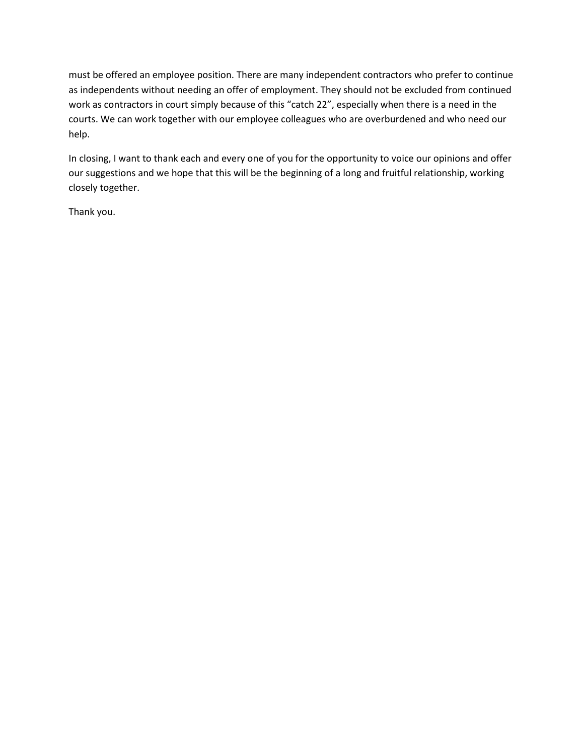must be offered an employee position. There are many independent contractors who prefer to continue as independents without needing an offer of employment. They should not be excluded from continued work as contractors in court simply because of this “catch 22”, especially when there is a need in the courts. We can work together with our employee colleagues who are overburdened and who need our help.

In closing, I want to thank each and every one of you for the opportunity to voice our opinions and offer our suggestions and we hope that this will be the beginning of a long and fruitful relationship, working closely together.

Thank you.